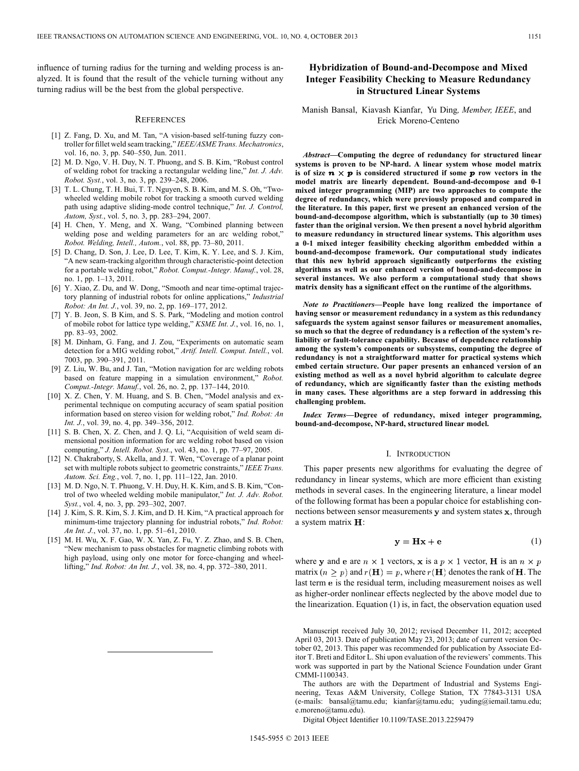influence of turning radius for the turning and welding process is analyzed. It is found that the result of the vehicle turning without any turning radius will be the best from the global perspective.

## References

[1] Z. Fang, D. Xu, and M. Tan, "A vision-based self-tuning fuzzy controller for fillet weld seam tracking," *IEEE/ASME Trans. Mechatronics*, vol. 16, no. 3, pp. 540–550, Jun. 2011.

[2] M. D. Ngo, V. H. Duy, N. T. Phuong, and S. B. Kim, "Robust control of welding robot for tracking a rectangular welding line," *Int. J. Adv. Robot. Syst.*, vol. 3, no. 3, pp. 239–248, 2006.

[3] T. L. Chung, T. H. Bui, T. T. Nguyen, S. B. Kim, and M. S. Oh, "Two-wheeled welding mobile robot for tracking a smooth curved welding path using adaptive sliding-mode control technique," *Int. J. Control, Autom, Syst.*, vol. 5, no. 3, pp. 283–294, 2007.

[4] H. Chen, Y. Meng, and X. Wang, "Combined planning between welding pose and welding parameters for an arc welding robot," *Robot. Welding, Intell., Autom.*, vol. 88, pp. 73–80, 2011.

[5] D. Chang, D. Son, J. Lee, D. Lee, T. Kim, K. Y. Lee, and S. J. Kim, "A new seam-tracking algorithm through characteristic-point detection for a portable welding robot," *Robot. Comput.-Integr. Manuf.*, vol. 28, no. 1, pp. 1–13, 2011.

[6] Y. Xiao, Z. Du, and W. Dong, "Smooth and near time-optimal trajectory planning of industrial robots for online applications," *Industrial Robot: An Int. J.*, vol. 39, no. 2, pp. 169–177, 2012.

[7] Y. B. Jeon, S. B Kim, and S. S. Park, "Modeling and motion control of mobile robot for lattice type welding," *KSME Int. J.*, vol. 16, no. 1, pp. 83–93, 2002.

[8] M. Dinham, G. Fang, and J. Zou, "Experiments on automatic seam detection for a MIG welding robot," *Artif. Intell. Comput. Intell.*, vol. 7003, pp. 390–391, 2011.

[9] Z. Liu, W. Bu, and J. Tan, "Motion navigation for arc welding robots based on feature mapping in a simulation environment," *Robot. Comput.-Integr. Manuf.*, vol. 26, no. 2, pp. 137–144, 2010.

[10] X. Z. Chen, Y. M. Huang, and S. B. Chen, "Model analysis and experimental technique on computing accuracy of seam spatial position information based on stereo vision for welding robot," *Ind. Robot: An Int. J.*, vol. 39, no. 4, pp. 349–356, 2012.

[11] S. B. Chen, X. Z. Chen, and J. Q. Li, "Acquisition of weld seam dimensional position information for arc welding robot based on vision computing," *J. Intell. Robot. Syst.*, vol. 43, no. 1, pp. 77–97, 2005.

[12] N. Chakraborty, S. Akella, and J. T. Wen, "Coverage of a planar point set with multiple robots subject to geometric constraints," *IEEE Trans. Autom. Sci. Eng.*, vol. 7, no. 1, pp. 111–122, Jan. 2010.

[13] M. D. Ngo, N. T. Phuong, V. H. Duy, H. K. Kim, and S. B. Kim, "Control of two wheeled welding mobile manipulator," *Int. J. Adv. Robot. Syst.*, vol. 4, no. 3, pp. 293–302, 2007.

[14] J. Kim, S. R. Kim, S. J. Kim, and D. H. Kim, "A practical approach for minimum-time trajectory planning for industrial robots," *Ind. Robot: An Int. J.*, vol. 37, no. 1, pp. 51–61, 2010.

[15] M. H. Wu, X. F. Gao, W. X. Yan, Z. Fu, Y. Z. Zhao, and S. B. Chen, "New mechanism to pass obstacles for magnetic climbing robots with high payload, using only one motor for force-changing and wheel-lifting," *Ind. Robot: An Int. J.*, vol. 38, no. 4, pp. 372–380, 2011.

# Hybridization of Bound-and-Decompose and Mixed Integer Feasibility Checking to Measure Redundancy in Structured Linear Systems

Manish Bansal, Kiavash Kianfar, Yu Ding, *Member, IEEE*, and Erick Moreno-Centeno

***Abstract*—Computing the degree of redundancy for structured linear systems is proven to be NP-hard. A linear system whose model matrix is of size $n \times p$ is considered structured if some $p$ row vectors in the model matrix are linearly dependent. Bound-and-decompose and 0-1 mixed integer programming (MIP) are two approaches to compute the degree of redundancy, which were previously proposed and compared in the literature. In this paper, first we present an enhanced version of the bound-and-decompose algorithm, which is substantially (up to 30 times) faster than the original version. We then present a novel hybrid algorithm to measure redundancy in structured linear systems. This algorithm uses a 0-1 mixed integer feasibility checking algorithm embedded within a bound-and-decompose framework. Our computational study indicates that this new hybrid approach significantly outperforms the existing algorithms as well as our enhanced version of bound-and-decompose in several instances. We also perform a computational study that shows matrix density has a significant effect on the runtime of the algorithms.**

***Note to Practitioners*—People have long realized the importance of having sensor or measurement redundancy in a system as this redundancy safeguards the system against sensor failures or measurement anomalies, so much so that the degree of redundancy is a reflection of the system's reliability or fault-tolerance capability. Because of dependence relationship among the system's components or subsystems, computing the degree of redundancy is not a straightforward matter for practical systems which embed certain structure. Our paper presents an enhanced version of an existing method as well as a novel hybrid algorithm to calculate degree of redundancy, which are significantly faster than the existing methods in many cases. These algorithms are a step forward in addressing this challenging problem.**

***Index Terms*—Degree of redundancy, mixed integer programming, bound-and-decompose, NP-hard, structured linear model.**

## I. Introduction

This paper presents new algorithms for evaluating the degree of redundancy in linear systems, which are more efficient than existing methods in several cases. In the engineering literature, a linear model of the following format has been a popular choice for establishing connections between sensor measurements $\mathbf{y}$ and system states $\mathbf{x}$, through a system matrix $\mathbf{H}$:

$$\mathbf{y} = \mathbf{H}\mathbf{x} + \mathbf{e} \tag{1}$$

where $\mathbf{y}$ and $\mathbf{e}$ are $n \times 1$ vectors, $\mathbf{x}$ is a $p \times 1$ vector, $\mathbf{H}$ is an $n \times p$ matrix ($n \geq p$) and $r(\mathbf{H}) = p$, where $r(\mathbf{H})$ denotes the rank of $\mathbf{H}$. The last term $\mathbf{e}$ is the residual term, including measurement noises as well as higher-order nonlinear effects neglected by the above model due to the linearization. Equation (1) is, in fact, the observation equation used

Manuscript received July 30, 2012; revised December 11, 2012; accepted April 03, 2013. Date of publication May 23, 2013; date of current version October 02, 2013. This paper was recommended for publication by Associate Editor T. Breti and Editor L. Shi upon evaluation of the reviewers' comments. This work was supported in part by the National Science Foundation under Grant CMMI-1100343.

The authors are with the Department of Industrial and Systems Engineering, Texas A&M University, College Station, TX 77843-3131 USA (e-mails: bansal@tamu.edu; kianfar@tamu.edu; yuding@iemail.tamu.edu; e.moreno@tamu.edu).

Digital Object Identifier 10.1109/TASE.2013.2259479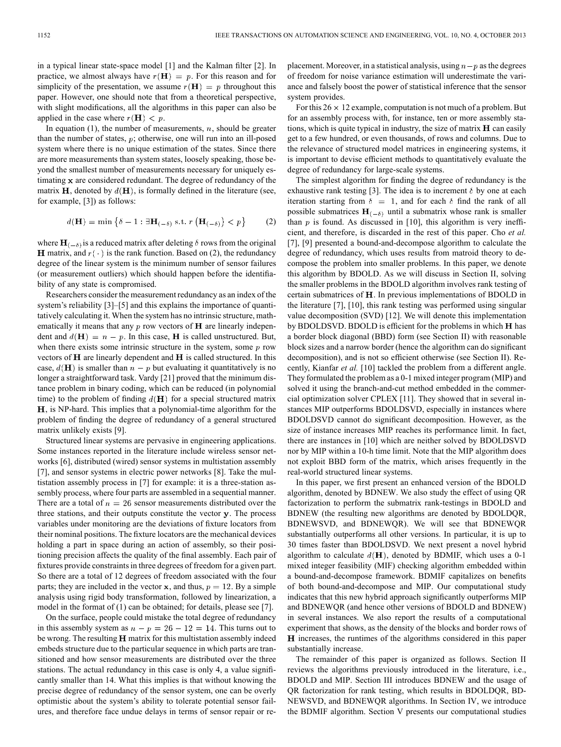in a typical linear state-space model [1] and the Kalman filter [2]. In practice, we almost always have $r(\mathbf{H}) = p$. For this reason and for simplicity of the presentation, we assume $r(\mathbf{H}) = p$ throughout this paper. However, one should note that from a theoretical perspective, with slight modifications, all the algorithms in this paper can also be applied in the case where $r(\mathbf{H}) < p$.

In equation (1), the number of measurements, $n$, should be greater than the number of states, $p$; otherwise, one will run into an ill-posed system where there is no unique estimation of the states. Since there are more measurements than system states, loosely speaking, those beyond the smallest number of measurements necessary for uniquely estimating $\mathbf{x}$ are considered redundant. The degree of redundancy of the matrix $\mathbf{H}$, denoted by $d(\mathbf{H})$, is formally defined in the literature (see, for example, [3]) as follows:

$$d(\mathbf{H}) = \min \left\{ \delta - 1 : \exists \mathbf{H}_{(-\delta)} \text{ s.t. } r\left(\mathbf{H}_{(-\delta)}\right) < p \right\} \tag{2}$$

where $\mathbf{H}_{(-\delta)}$ is a reduced matrix after deleting $\delta$ rows from the original $\mathbf{H}$ matrix, and $r(\cdot)$ is the rank function. Based on (2), the redundancy degree of the linear system is the minimum number of sensor failures (or measurement outliers) which should happen before the identifiability of any state is compromised.

Researchers consider the measurement redundancy as an index of the system's reliability [3]–[5] and this explains the importance of quantitatively calculating it. When the system has no intrinsic structure, mathematically it means that any $p$ row vectors of $\mathbf{H}$ are linearly independent and $d(\mathbf{H}) = n - p$. In this case, $\mathbf{H}$ is called unstructured. But, when there exists some intrinsic structure in the system, some $p$ row vectors of $\mathbf{H}$ are linearly dependent and $\mathbf{H}$ is called structured. In this case, $d(\mathbf{H})$ is smaller than $n - p$ but evaluating it quantitatively is no longer a straightforward task. Vardy [21] proved that the minimum distance problem in binary coding, which can be reduced (in polynomial time) to the problem of finding $d(\mathbf{H})$ for a special structured matrix $\mathbf{H}$, is NP-hard. This implies that a polynomial-time algorithm for the problem of finding the degree of redundancy of a general structured matrix unlikely exists [9].

Structured linear systems are pervasive in engineering applications. Some instances reported in the literature include wireless sensor networks [6], distributed (wired) sensor systems in multistation assembly [7], and sensor systems in electric power networks [8]. Take the multistation assembly process in [7] for example: it is a three-station assembly process, where four parts are assembled in a sequential manner. There are a total of $n = 26$ sensor measurements distributed over the three stations, and their outputs constitute the vector $\mathbf{y}$. The process variables under monitoring are the deviations of fixture locators from their nominal positions. The fixture locators are the mechanical devices holding a part in space during an action of assembly, so their positioning precision affects the quality of the final assembly. Each pair of fixtures provide constraints in three degrees of freedom for a given part. So there are a total of 12 degrees of freedom associated with the four parts; they are included in the vector $\mathbf{x}$, and thus, $p = 12$. By a simple analysis using rigid body transformation, followed by linearization, a model in the format of (1) can be obtained; for details, please see [7].

On the surface, people could mistake the total degree of redundancy in this assembly system as $n - p = 26 - 12 = 14$. This turns out to be wrong. The resulting $\mathbf{H}$ matrix for this multistation assembly indeed embeds structure due to the particular sequence in which parts are transitioned and how sensor measurements are distributed over the three stations. The actual redundancy in this case is only 4, a value significantly smaller than 14. What this implies is that without knowing the precise degree of redundancy of the sensor system, one can be overly optimistic about the system's ability to tolerate potential sensor failures, and therefore face undue delays in terms of sensor repair or replacement. Moreover, in a statistical analysis, using $n-p$ as the degrees of freedom for noise variance estimation will underestimate the variance and falsely boost the power of statistical inference that the sensor system provides.

For this $26 \times 12$ example, computation is not much of a problem. But for an assembly process with, for instance, ten or more assembly stations, which is quite typical in industry, the size of matrix $\mathbf{H}$ can easily get to a few hundred, or even thousands, of rows and columns. Due to the relevance of structured model matrices in engineering systems, it is important to devise efficient methods to quantitatively evaluate the degree of redundancy for large-scale systems.

The simplest algorithm for finding the degree of redundancy is the exhaustive rank testing [3]. The idea is to increment $\delta$ by one at each iteration starting from $\delta = 1$, and for each $\delta$ find the rank of all possible submatrices $\mathbf{H}_{(-\delta)}$ until a submatrix whose rank is smaller than $p$ is found. As discussed in [10], this algorithm is very inefficient, and therefore, is discarded in the rest of this paper. Cho *et al.* [7], [9] presented a bound-and-decompose algorithm to calculate the degree of redundancy, which uses results from matroid theory to decompose the problem into smaller problems. In this paper, we denote this algorithm by BDOLD. As we will discuss in Section II, solving the smaller problems in the BDOLD algorithm involves rank testing of certain submatrices of $\mathbf{H}$. In previous implementations of BDOLD in the literature [7], [10], this rank testing was performed using singular value decomposition (SVD) [12]. We will denote this implementation by BDOLDSVD. BDOLD is efficient for the problems in which $\mathbf{H}$ has a border block diagonal (BBD) form (see Section II) with reasonable block sizes and a narrow border (hence the algorithm can do significant decomposition), and is not so efficient otherwise (see Section II). Recently, Kianfar *et al.* [10] tackled the problem from a different angle. They formulated the problem as a 0-1 mixed integer program (MIP) and solved it using the branch-and-cut method embedded in the commercial optimization solver CPLEX [11]. They showed that in several instances MIP outperforms BDOLDSVD, especially in instances where BDOLDSVD cannot do significant decomposition. However, as the size of instance increases MIP reaches its performance limit. In fact, there are instances in [10] which are neither solved by BDOLDSVD nor by MIP within a 10-h time limit. Note that the MIP algorithm does not exploit BBD form of the matrix, which arises frequently in the real-world structured linear systems.

In this paper, we first present an enhanced version of the BDOLD algorithm, denoted by BDNEW. We also study the effect of using QR factorization to perform the submatrix rank-testings in BDOLD and BDNEW (the resulting new algorithms are denoted by BDOLDQR, BDNEWSVD, and BDNEWQR). We will see that BDNEWQR substantially outperforms all other versions. In particular, it is up to 30 times faster than BDOLDSVD. We next present a novel hybrid algorithm to calculate $d(\mathbf{H})$, denoted by BDMIF, which uses a 0-1 mixed integer feasibility (MIF) checking algorithm embedded within a bound-and-decompose framework. BDMIF capitalizes on benefits of both bound-and-decompose and MIP. Our computational study indicates that this new hybrid approach significantly outperforms MIP and BDNEWQR (and hence other versions of BDOLD and BDNEW) in several instances. We also report the results of a computational experiment that shows, as the density of the blocks and border rows of $\mathbf{H}$ increases, the runtimes of the algorithms considered in this paper substantially increase.

The remainder of this paper is organized as follows. Section II reviews the algorithms previously introduced in the literature, i.e., BDOLD and MIP. Section III introduces BDNEW and the usage of QR factorization for rank testing, which results in BDOLDQR, BDNEWSVD, and BDNEWQR algorithms. In Section IV, we introduce the BDMIF algorithm. Section V presents our computational studies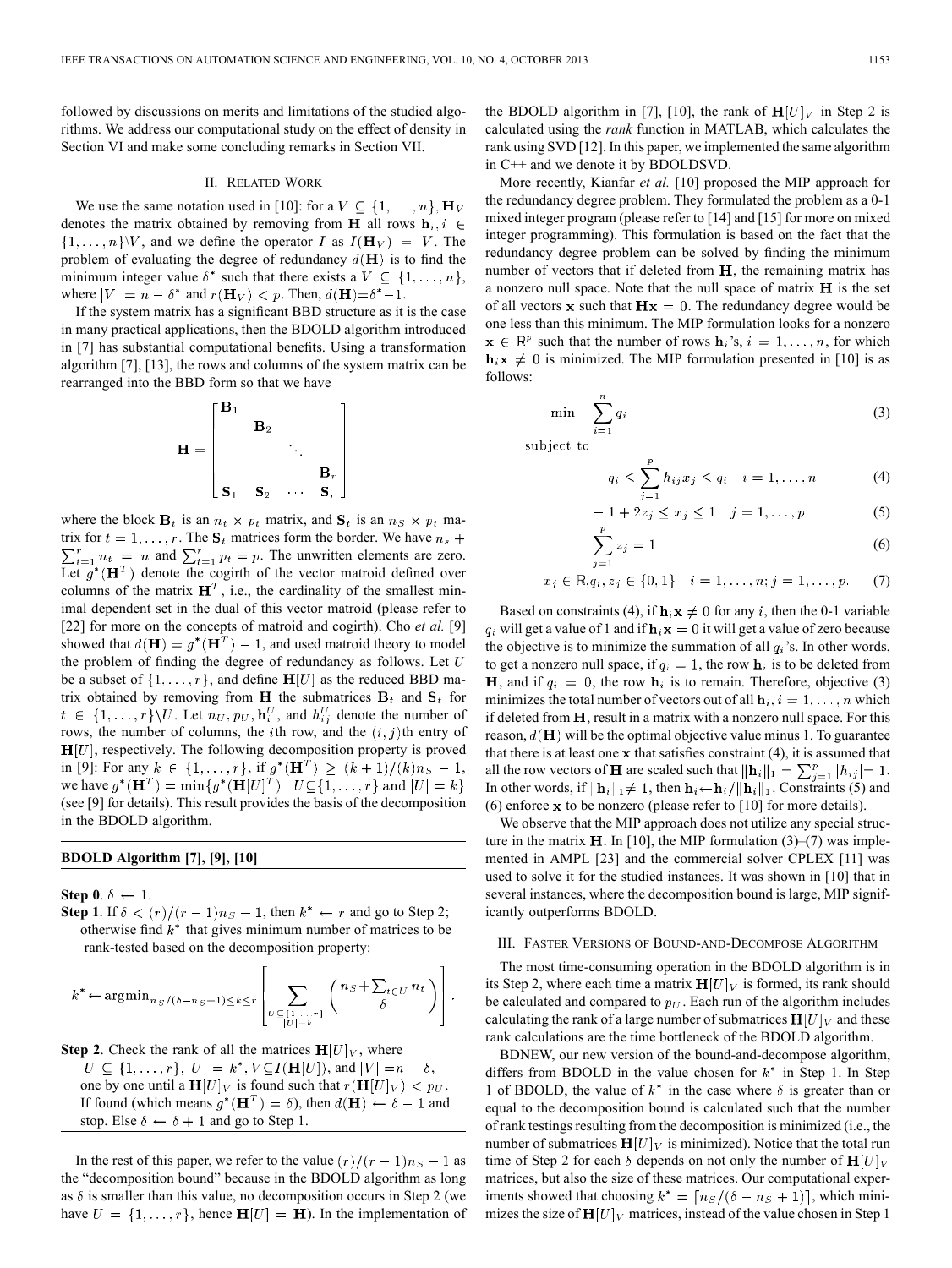followed by discussions on merits and limitations of the studied algorithms. We address our computational study on the effect of density in Section VI and make some concluding remarks in Section VII.

## II. Related Work

We use the same notation used in [10]: for a $V \subseteq \{1,\ldots,n\}$, $\mathbf{H}_V$ denotes the matrix obtained by removing from $\mathbf{H}$ all rows $\mathbf{h}_i, i \in \{1,\ldots,n\}\backslash V$, and we define the operator $I$ as $I(\mathbf{H}_V) = V$. The problem of evaluating the degree of redundancy $d(\mathbf{H})$ is to find the minimum integer value $\delta^*$ such that there exists a $V \subseteq \{1,\ldots,n\}$, where $|V| = n - \delta^*$ and $r(\mathbf{H}_V) < p$. Then, $d(\mathbf{H}) = \delta^* - 1$.

If the system matrix has a significant BBD structure as it is the case in many practical applications, then the BDOLD algorithm introduced in [7] has substantial computational benefits. Using a transformation algorithm [7], [13], the rows and columns of the system matrix can be rearranged into the BBD form so that we have

$$\mathbf{H} = \begin{bmatrix} \mathbf{B}_1 & & & \\ & \mathbf{B}_2 & & \\ & & \ddots & \\ & & & \mathbf{B}_r \\ \mathbf{S}_1 & \mathbf{S}_2 & \cdots & \mathbf{S}_r \end{bmatrix}$$

where the block $\mathbf{B}_t$ is an $n_t \times p_t$ matrix, and $\mathbf{S}_t$ is an $n_S \times p_t$ matrix for $t = 1,\ldots,r$. The $\mathbf{S}_t$ matrices form the border. We have $n_s + \sum_{t=1}^{r} n_t = n$ and $\sum_{t=1}^{r} p_t = p$. The unwritten elements are zero. Let $g^*(\mathbf{H}^T)$ denote the cogirth of the vector matroid defined over columns of the matrix $\mathbf{H}^T$, i.e., the cardinality of the smallest minimal dependent set in the dual of this vector matroid (please refer to [22] for more on the concepts of matroid and cogirth). Cho *et al.* [9] showed that $d(\mathbf{H}) = g^*(\mathbf{H}^T) - 1$, and used matroid theory to model the problem of finding the degree of redundancy as follows. Let $U$ be a subset of $\{1,\ldots,r\}$, and define $\mathbf{H}[U]$ as the reduced BBD matrix obtained by removing from $\mathbf{H}$ the submatrices $\mathbf{B}_t$ and $\mathbf{S}_t$ for $t \in \{1,\ldots,r\}\backslash U$. Let $n_U$, $p_U$, $\mathbf{h}_i^U$, and $h_{ij}^U$ denote the number of rows, the number of columns, the $i$th row, and the $(i,j)$th entry of $\mathbf{H}[U]$, respectively. The following decomposition property is proved in [9]: For any $k \in \{1,\ldots,r\}$, if $g^*(\mathbf{H}^T) \geq (k+1)/(k)n_S - 1$, we have $g^*(\mathbf{H}^T) = \min\{g^*(\mathbf{H}[U]^T) : U \subseteq \{1,\ldots,r\} \text{ and } |U| = k\}$ (see [9] for details). This result provides the basis of the decomposition in the BDOLD algorithm.

---

**BDOLD Algorithm [7], [9], [10]**

---

**Step 0**. $\delta \leftarrow 1$.

**Step 1**. If $\delta < (r)/(r-1)n_S - 1$, then $k^* \leftarrow r$ and go to Step 2; otherwise find $k^*$ that gives minimum number of matrices to be rank-tested based on the decomposition property:

$$k^* \leftarrow \mathrm{argmin}_{n_S/(\delta - n_S + 1) \leq k \leq r} \left[ \sum_{\substack{U \subset \{1,\ldots,r\}: \\ |U| = k}} \binom{n_S + \sum_{t \in U} n_t}{\delta} \right].$$

**Step 2**. Check the rank of all the matrices $\mathbf{H}[U]_V$, where $U \subseteq \{1,\ldots,r\}$, $|U| = k^*$, $V \subseteq I(\mathbf{H}[U])$, and $|V| = n - \delta$, one by one until a $\mathbf{H}[U]_V$ is found such that $r(\mathbf{H}[U]_V) < p_U$. If found (which means $g^*(\mathbf{H}^T) = \delta$), then $d(\mathbf{H}) \leftarrow \delta - 1$ and stop. Else $\delta \leftarrow \delta + 1$ and go to Step 1.

---

In the rest of this paper, we refer to the value $(r)/(r-1)n_S - 1$ as the "decomposition bound" because in the BDOLD algorithm as long as $\delta$ is smaller than this value, no decomposition occurs in Step 2 (we have $U = \{1,\ldots,r\}$, hence $\mathbf{H}[U] = \mathbf{H}$). In the implementation of the BDOLD algorithm in [7], [10], the rank of $\mathbf{H}[U]_V$ in Step 2 is calculated using the *rank* function in MATLAB, which calculates the rank using SVD [12]. In this paper, we implemented the same algorithm in C++ and we denote it by BDOLDSVD.

More recently, Kianfar *et al.* [10] proposed the MIP approach for the redundancy degree problem. They formulated the problem as a 0-1 mixed integer program (please refer to [14] and [15] for more on mixed integer programming). This formulation is based on the fact that the redundancy degree problem can be solved by finding the minimum number of vectors that if deleted from $\mathbf{H}$, the remaining matrix has a nonzero null space. Note that the null space of matrix $\mathbf{H}$ is the set of all vectors $\mathbf{x}$ such that $\mathbf{H}\mathbf{x} = 0$. The redundancy degree would be one less than this minimum. The MIP formulation looks for a nonzero $\mathbf{x} \in \mathbb{R}^p$ such that the number of rows $\mathbf{h}_i$'s, $i = 1,\ldots,n$, for which $\mathbf{h}_i\mathbf{x} \neq 0$ is minimized. The MIP formulation presented in [10] is as follows:

$$\min \quad \sum_{i=1}^{n} q_i \tag{3}$$

subject to

$$-q_i \leq \sum_{j=1}^{p} h_{ij} x_j \leq q_i \quad i = 1,\ldots,n \tag{4}$$

$$-1 + 2z_j \leq x_j \leq 1 \quad j = 1,\ldots,p \tag{5}$$

$$\sum_{j=1}^{p} z_j = 1 \tag{6}$$

$$x_j \in \mathbb{R}, q_i, z_j \in \{0,1\} \quad i = 1,\ldots,n; j = 1,\ldots,p. \tag{7}$$

Based on constraints (4), if $\mathbf{h}_i\mathbf{x} \neq 0$ for any $i$, then the 0-1 variable $q_i$ will get a value of 1 and if $\mathbf{h}_i\mathbf{x} = 0$ it will get a value of zero because the objective is to minimize the summation of all $q_i$'s. In other words, to get a nonzero null space, if $q_i = 1$, the row $\mathbf{h}_i$ is to be deleted from $\mathbf{H}$, and if $q_i = 0$, the row $\mathbf{h}_i$ is to remain. Therefore, objective (3) minimizes the total number of vectors out of all $\mathbf{h}_i, i = 1,\ldots,n$ which if deleted from $\mathbf{H}$, result in a matrix with a nonzero null space. For this reason, $d(\mathbf{H})$ will be the optimal objective value minus 1. To guarantee that there is at least one $\mathbf{x}$ that satisfies constraint (4), it is assumed that all the row vectors of $\mathbf{H}$ are scaled such that $\|\mathbf{h}_i\|_1 = \sum_{j=1}^{p} |h_{ij}| = 1$. In other words, if $\|\mathbf{h}_i\|_1 \neq 1$, then $\mathbf{h}_i \leftarrow \mathbf{h}_i / \|\mathbf{h}_i\|_1$. Constraints (5) and (6) enforce $\mathbf{x}$ to be nonzero (please refer to [10] for more details).

We observe that the MIP approach does not utilize any special structure in the matrix $\mathbf{H}$. In [10], the MIP formulation (3)–(7) was implemented in AMPL [23] and the commercial solver CPLEX [11] was used to solve it for the studied instances. It was shown in [10] that in several instances, where the decomposition bound is large, MIP significantly outperforms BDOLD.

## III. Faster Versions of Bound-and-Decompose Algorithm

The most time-consuming operation in the BDOLD algorithm is in its Step 2, where each time a matrix $\mathbf{H}[U]_V$ is formed, its rank should be calculated and compared to $p_U$. Each run of the algorithm includes calculating the rank of a large number of submatrices $\mathbf{H}[U]_V$ and these rank calculations are the time bottleneck of the BDOLD algorithm.

BDNEW, our new version of the bound-and-decompose algorithm, differs from BDOLD in the value chosen for $k^*$ in Step 1. In Step 1 of BDOLD, the value of $k^*$ in the case where $\delta$ is greater than or equal to the decomposition bound is calculated such that the number of rank testings resulting from the decomposition is minimized (i.e., the number of submatrices $\mathbf{H}[U]_V$ is minimized). Notice that the total run time of Step 2 for each $\delta$ depends on not only the number of $\mathbf{H}[U]_V$ matrices, but also the size of these matrices. Our computational experiments showed that choosing $k^* = \lceil n_S/(\delta - n_S + 1) \rceil$, which minimizes the size of $\mathbf{H}[U]_V$ matrices, instead of the value chosen in Step 1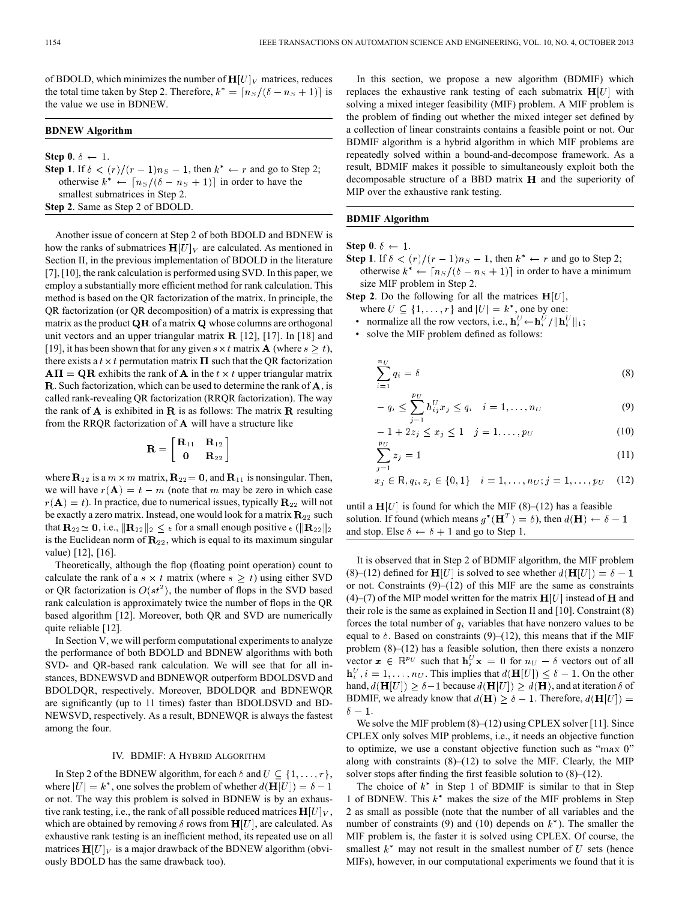of BDOLD, which minimizes the number of $\mathbf{H}[U]_V$ matrices, reduces the total time taken by Step 2. Therefore, $k^* = \lceil n_S/(\delta - n_S + 1) \rceil$ is the value we use in BDNEW.

**BDNEW Algorithm**

**Step 0**. $\delta \leftarrow 1$.

**Step 1**. If $\delta < (r)/(r-1)n_S - 1$, then $k^* \leftarrow r$ and go to Step 2; otherwise $k^* \leftarrow \lceil n_S/(\delta - n_S + 1) \rceil$ in order to have the smallest submatrices in Step 2.

**Step 2**. Same as Step 2 of BDOLD.

Another issue of concern at Step 2 of both BDOLD and BDNEW is how the ranks of submatrices $\mathbf{H}[U]_V$ are calculated. As mentioned in Section II, in the previous implementation of BDOLD in the literature [7], [10], the rank calculation is performed using SVD. In this paper, we employ a substantially more efficient method for rank calculation. This method is based on the QR factorization of the matrix. In principle, the QR factorization (or QR decomposition) of a matrix is expressing that matrix as the product $\mathbf{QR}$ of a matrix $\mathbf{Q}$ whose columns are orthogonal unit vectors and an upper triangular matrix $\mathbf{R}$ [12], [17]. In [18] and [19], it has been shown that for any given $s \times t$ matrix $\mathbf{A}$ (where $s \geq t$), there exists a $t \times t$ permutation matrix $\mathbf{\Pi}$ such that the QR factorization $\mathbf{A\Pi} = \mathbf{QR}$ exhibits the rank of $\mathbf{A}$ in the $t \times t$ upper triangular matrix $\mathbf{R}$. Such factorization, which can be used to determine the rank of $\mathbf{A}$, is called rank-revealing QR factorization (RRQR factorization). The way the rank of $\mathbf{A}$ is exhibited in $\mathbf{R}$ is as follows: The matrix $\mathbf{R}$ resulting from the RRQR factorization of $\mathbf{A}$ will have a structure like

$$\mathbf{R} = \begin{bmatrix} \mathbf{R}_{11} & \mathbf{R}_{12} \\ \mathbf{0} & \mathbf{R}_{22} \end{bmatrix}$$

where $\mathbf{R}_{22}$ is a $m \times m$ matrix, $\mathbf{R}_{22} = \mathbf{0}$, and $\mathbf{R}_{11}$ is nonsingular. Then, we will have $r(\mathbf{A}) = t - m$ (note that $m$ may be zero in which case $r(\mathbf{A}) = t$). In practice, due to numerical issues, typically $\mathbf{R}_{22}$ will not be exactly a zero matrix. Instead, one would look for a matrix $\mathbf{R}_{22}$ such that $\mathbf{R}_{22} \simeq \mathbf{0}$, i.e., $\|\mathbf{R}_{22}\|_2 \leq \epsilon$ for a small enough positive $\epsilon$ ($\|\mathbf{R}_{22}\|_2$ is the Euclidean norm of $\mathbf{R}_{22}$, which is equal to its maximum singular value) [12], [16].

Theoretically, although the flop (floating point operation) count to calculate the rank of a $s \times t$ matrix (where $s \geq t$) using either SVD or QR factorization is $O(st^2)$, the number of flops in the SVD based rank calculation is approximately twice the number of flops in the QR based algorithm [12]. Moreover, both QR and SVD are numerically quite reliable [12].

In Section V, we will perform computational experiments to analyze the performance of both BDOLD and BDNEW algorithms with both SVD- and QR-based rank calculation. We will see that for all instances, BDNEWSVD and BDNEWQR outperform BDOLDSVD and BDOLDQR, respectively. Moreover, BDOLDQR and BDNEWQR are significantly (up to 11 times) faster than BDOLDSVD and BDNEWSVD, respectively. As a result, BDNEWQR is always the fastest among the four.

## IV. BDMIF: A Hybrid Algorithm

In Step 2 of the BDNEW algorithm, for each $\delta$ and $U \subseteq \{1, \ldots, r\}$, where $|U| = k^*$, one solves the problem of whether $d(\mathbf{H}[U]) = \delta - 1$ or not. The way this problem is solved in BDNEW is by an exhaustive rank testing, i.e., the rank of all possible reduced matrices $\mathbf{H}[U]_V$, which are obtained by removing $\delta$ rows from $\mathbf{H}[U]$, are calculated. As exhaustive rank testing is an inefficient method, its repeated use on all matrices $\mathbf{H}[U]_V$ is a major drawback of the BDNEW algorithm (obviously BDOLD has the same drawback too).

In this section, we propose a new algorithm (BDMIF) which replaces the exhaustive rank testing of each submatrix $\mathbf{H}[U]$ with solving a mixed integer feasibility (MIF) problem. A MIF problem is the problem of finding out whether the mixed integer set defined by a collection of linear constraints contains a feasible point or not. Our BDMIF algorithm is a hybrid algorithm in which MIF problems are repeatedly solved within a bound-and-decompose framework. As a result, BDMIF makes it possible to simultaneously exploit both the decomposable structure of a BBD matrix $\mathbf{H}$ and the superiority of MIP over the exhaustive rank testing.

**BDMIF Algorithm**

**Step 0**. $\delta \leftarrow 1$.

**Step 1**. If $\delta < (r)/(r-1)n_S - 1$, then $k^* \leftarrow r$ and go to Step 2; otherwise $k^* \leftarrow \lceil n_S/(\delta - n_S + 1) \rceil$ in order to have a minimum size MIF problem in Step 2.

**Step 2**. Do the following for all the matrices $\mathbf{H}[U]$, where $U \subseteq \{1, \ldots, r\}$ and $|U| = k^*$, one by one:

- normalize all the row vectors, i.e., $\mathbf{h}_i^U \leftarrow \mathbf{h}_i^U / \|\mathbf{h}_i^U\|_1$;
- solve the MIF problem defined as follows:

$$\sum_{i=1}^{n_U} q_i = \delta \tag{8}$$

$$-q_i \leq \sum_{j=1}^{p_U} h_{ij}^U x_j \leq q_i \quad i = 1, \ldots, n_U \tag{9}$$

$$-1 + 2z_j \leq x_j \leq 1 \quad j = 1, \ldots, p_U \tag{10}$$

$$\sum_{j=1}^{p_U} z_j = 1 \tag{11}$$

$$x_j \in \mathbb{R}, q_i, z_j \in \{0, 1\} \quad i = 1, \ldots, n_U; j = 1, \ldots, p_U \tag{12}$$

until a $\mathbf{H}[U]$ is found for which the MIF (8)–(12) has a feasible solution. If found (which means $g^*(\mathbf{H}^T) = \delta$), then $d(\mathbf{H}) \leftarrow \delta - 1$ and stop. Else $\delta \leftarrow \delta + 1$ and go to Step 1.

It is observed that in Step 2 of BDMIF algorithm, the MIF problem (8)–(12) defined for $\mathbf{H}[U]$ is solved to see whether $d(\mathbf{H}[U]) = \delta - 1$ or not. Constraints (9)–(12) of this MIF are the same as constraints (4)–(7) of the MIP model written for the matrix $\mathbf{H}[U]$ instead of $\mathbf{H}$ and their role is the same as explained in Section II and [10]. Constraint (8) forces the total number of $q_i$ variables that have nonzero values to be equal to $\delta$. Based on constraints (9)–(12), this means that if the MIF problem (8)–(12) has a feasible solution, then there exists a nonzero vector $\mathbf{x} \in \mathbb{R}^{p_U}$ such that $\mathbf{h}_i^U \mathbf{x} = 0$ for $n_U - \delta$ vectors out of all $\mathbf{h}_i^U, i = 1, \ldots, n_U$. This implies that $d(\mathbf{H}[U]) \leq \delta - 1$. On the other hand, $d(\mathbf{H}[U]) \geq \delta - 1$ because $d(\mathbf{H}[U]) \geq d(\mathbf{H})$, and at iteration $\delta$ of BDMIF, we already know that $d(\mathbf{H}) \geq \delta - 1$. Therefore, $d(\mathbf{H}[U]) = \delta - 1$.

We solve the MIF problem (8)–(12) using CPLEX solver [11]. Since CPLEX only solves MIP problems, i.e., it needs an objective function to optimize, we use a constant objective function such as "max 0" along with constraints (8)–(12) to solve the MIF. Clearly, the MIP solver stops after finding the first feasible solution to (8)–(12).

The choice of $k^*$ in Step 1 of BDMIF is similar to that in Step 1 of BDNEW. This $k^*$ makes the size of the MIF problems in Step 2 as small as possible (note that the number of all variables and the number of constraints (9) and (10) depends on $k^*$). The smaller the MIF problem is, the faster it is solved using CPLEX. Of course, the smallest $k^*$ may not result in the smallest number of $U$ sets (hence MIFs), however, in our computational experiments we found that it is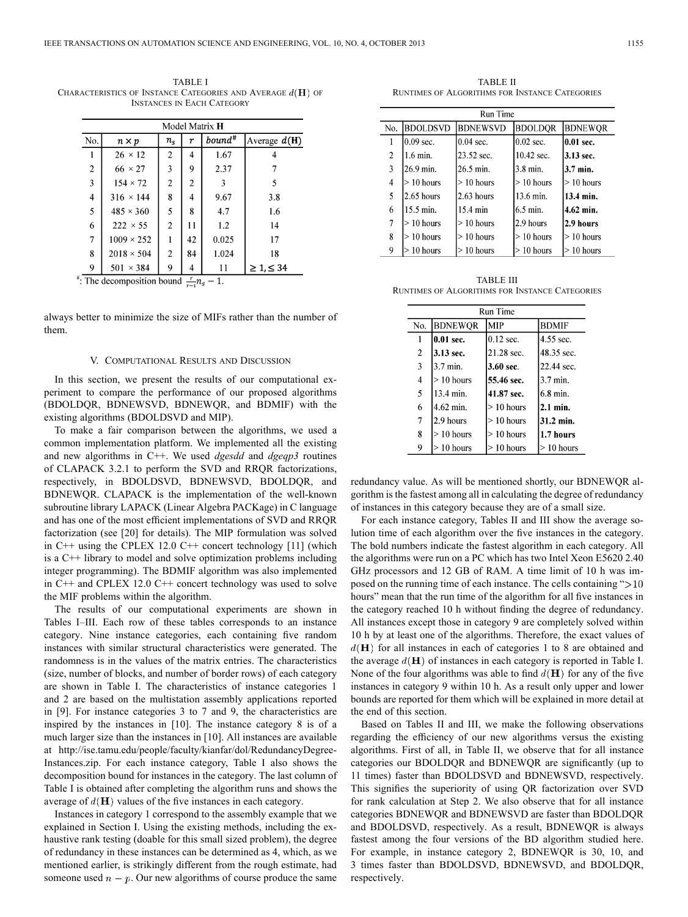TABLE I
CHARACTERISTICS OF INSTANCE CATEGORIES AND AVERAGE $d(\mathbf{H})$ OF INSTANCES IN EACH CATEGORY

| | Model Matrix $\mathbf{H}$ | | | | |
|---|---|---|---|---|---|
| No. | $n \times p$ | $n_s$ | $r$ | $bound^{\#}$ | Average $d(\mathbf{H})$ |
| 1 | 26 × 12 | 2 | 4 | 1.67 | 4 |
| 2 | 66 × 27 | 3 | 9 | 2.37 | 7 |
| 3 | 154 × 72 | 2 | 2 | 3 | 5 |
| 4 | 316 × 144 | 8 | 4 | 9.67 | 3.8 |
| 5 | 485 × 360 | 5 | 8 | 4.7 | 1.6 |
| 6 | 222 × 55 | 2 | 11 | 1.2 | 14 |
| 7 | 1009 × 252 | 1 | 42 | 0.025 | 17 |
| 8 | 2018 × 504 | 2 | 84 | 1.024 | 18 |
| 9 | 501 × 384 | 9 | 4 | 11 | **≥ 1, ≤ 34** |

#: The decomposition bound $\frac{r}{r-1}n_s - 1$.

always better to minimize the size of MIFs rather than the number of them.

## V. Computational Results and Discussion

In this section, we present the results of our computational experiment to compare the performance of our proposed algorithms (BDOLDQR, BDNEWSVD, BDNEWQR, and BDMIF) with the existing algorithms (BDOLDSVD and MIP).

To make a fair comparison between the algorithms, we used a common implementation platform. We implemented all the existing and new algorithms in C++. We used *dgesdd* and *dgeqp3* routines of CLAPACK 3.2.1 to perform the SVD and RRQR factorizations, respectively, in BDOLDSVD, BDNEWSVD, BDOLDQR, and BDNEWQR. CLAPACK is the implementation of the well-known subroutine library LAPACK (Linear Algebra PACKage) in C language and has one of the most efficient implementations of SVD and RRQR factorization (see [20] for details). The MIP formulation was solved in C++ using the CPLEX 12.0 C++ concert technology [11] (which is a C++ library to model and solve optimization problems including integer programming). The BDMIF algorithm was also implemented in C++ and CPLEX 12.0 C++ concert technology was used to solve the MIF problems within the algorithm.

The results of our computational experiments are shown in Tables I–III. Each row of these tables corresponds to an instance category. Nine instance categories, each containing five random instances with similar structural characteristics were generated. The randomness is in the values of the matrix entries. The characteristics (size, number of blocks, and number of border rows) of each category are shown in Table I. The characteristics of instance categories 1 and 2 are based on the multistation assembly applications reported in [9]. For instance categories 3 to 7 and 9, the characteristics are inspired by the instances in [10]. The instance category 8 is of a much larger size than the instances in [10]. All instances are available at http://ise.tamu.edu/people/faculty/kianfar/dol/RedundancyDegree-Instances.zip. For each instance category, Table I also shows the decomposition bound for instances in the category. The last column of Table I is obtained after completing the algorithm runs and shows the average of $d(\mathbf{H})$ values of the five instances in each category.

Instances in category 1 correspond to the assembly example that we explained in Section I. Using the existing methods, including the exhaustive rank testing (doable for this small sized problem), the degree of redundancy in these instances can be determined as 4, which, as we mentioned earlier, is strikingly different from the rough estimate, had someone used $n - p$. Our new algorithms of course produce the same redundancy value. As will be mentioned shortly, our BDNEWQR algorithm is the fastest among all in calculating the degree of redundancy of instances in this category because they are of a small size.

TABLE II
RUNTIMES OF ALGORITHMS FOR INSTANCE CATEGORIES

| | Run Time | | | |
|---|---|---|---|---|
| No. | BDOLDSVD | BDNEWSVD | BDOLDQR | BDNEWQR |
| 1 | 0.09 sec. | 0.04 sec. | 0.02 sec. | **0.01 sec.** |
| 2 | 1.6 min. | 23.52 sec. | 10.42 sec. | **3.13 sec.** |
| 3 | 26.9 min. | 26.5 min. | 3.8 min. | **3.7 min.** |
| 4 | > 10 hours | > 10 hours | > 10 hours | > 10 hours |
| 5 | 2.65 hours | 2.63 hours | 13.6 min. | **13.4 min.** |
| 6 | 15.5 min. | 15.4 min | 6.5 min. | **4.62 min.** |
| 7 | > 10 hours | > 10 hours | 2.9 hours | **2.9 hours** |
| 8 | > 10 hours | > 10 hours | > 10 hours | > 10 hours |
| 9 | > 10 hours | > 10 hours | > 10 hours | > 10 hours |

TABLE III
RUNTIMES OF ALGORITHMS FOR INSTANCE CATEGORIES

| | Run Time | | |
|---|---|---|---|
| No. | BDNEWQR | MIP | BDMIF |
| 1 | **0.01 sec.** | 0.12 sec. | 4.55 sec. |
| 2 | **3.13 sec.** | 21.28 sec. | 48.35 sec. |
| 3 | 3.7 min. | **3.60 sec.** | 22.44 sec. |
| 4 | > 10 hours | **55.46 sec.** | 3.7 min. |
| 5 | 13.4 min. | **41.87 sec.** | 6.8 min. |
| 6 | 4.62 min. | > 10 hours | **2.1 min.** |
| 7 | 2.9 hours | > 10 hours | **31.2 min.** |
| 8 | > 10 hours | > 10 hours | **1.7 hours** |
| 9 | > 10 hours | > 10 hours | > 10 hours |

For each instance category, Tables II and III show the average solution time of each algorithm over the five instances in the category. The bold numbers indicate the fastest algorithm in each category. All the algorithms were run on a PC which has two Intel Xeon E5620 2.40 GHz processors and 12 GB of RAM. A time limit of 10 h was imposed on the running time of each instance. The cells containing "$>10$ hours" mean that the run time of the algorithm for all five instances in the category reached 10 h without finding the degree of redundancy. All instances except those in category 9 are completely solved within 10 h by at least one of the algorithms. Therefore, the exact values of $d(\mathbf{H})$ for all instances in each of categories 1 to 8 are obtained and the average $d(\mathbf{H})$ of instances in each category is reported in Table I. None of the four algorithms was able to find $d(\mathbf{H})$ for any of the five instances in category 9 within 10 h. As a result only upper and lower bounds are reported for them which will be explained in more detail at the end of this section.

Based on Tables II and III, we make the following observations regarding the efficiency of our new algorithms versus the existing algorithms. First of all, in Table II, we observe that for all instance categories our BDOLDQR and BDNEWQR are significantly (up to 11 times) faster than BDOLDSVD and BDNEWSVD, respectively. This signifies the superiority of using QR factorization over SVD for rank calculation at Step 2. We also observe that for all instance categories BDNEWQR and BDNEWSVD are faster than BDOLDQR and BDOLDSVD, respectively. As a result, BDNEWQR is always fastest among the four versions of the BD algorithm studied here. For example, in instance category 2, BDNEWQR is 30, 10, and 3 times faster than BDOLDSVD, BDNEWSVD, and BDOLDQR, respectively.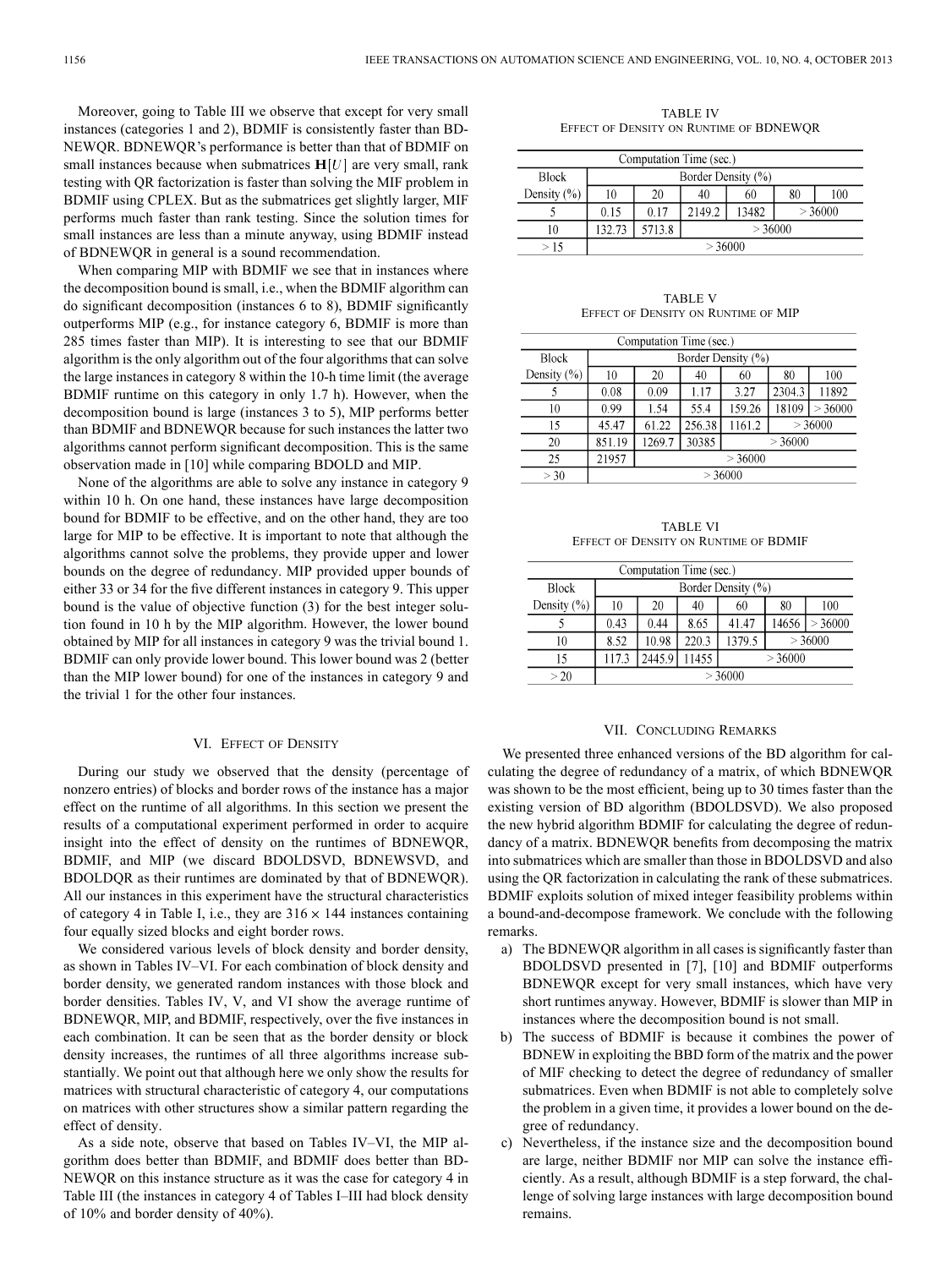Moreover, going to Table III we observe that except for very small instances (categories 1 and 2), BDMIF is consistently faster than BDNEWQR. BDNEWQR's performance is better than that of BDMIF on small instances because when submatrices $\mathbf{H}[U]$ are very small, rank testing with QR factorization is faster than solving the MIF problem in BDMIF using CPLEX. But as the submatrices get slightly larger, MIF performs much faster than rank testing. Since the solution times for small instances are less than a minute anyway, using BDMIF instead of BDNEWQR in general is a sound recommendation.

When comparing MIP with BDMIF we see that in instances where the decomposition bound is small, i.e., when the BDMIF algorithm can do significant decomposition (instances 6 to 8), BDMIF significantly outperforms MIP (e.g., for instance category 6, BDMIF is more than 285 times faster than MIP). It is interesting to see that our BDMIF algorithm is the only algorithm out of the four algorithms that can solve the large instances in category 8 within the 10-h time limit (the average BDMIF runtime on this category in only 1.7 h). However, when the decomposition bound is large (instances 3 to 5), MIP performs better than BDMIF and BDNEWQR because for such instances the latter two algorithms cannot perform significant decomposition. This is the same observation made in [10] while comparing BDOLD and MIP.

None of the algorithms are able to solve any instance in category 9 within 10 h. On one hand, these instances have large decomposition bound for BDMIF to be effective, and on the other hand, they are too large for MIP to be effective. It is important to note that although the algorithms cannot solve the problems, they provide upper and lower bounds on the degree of redundancy. MIP provided upper bounds of either 33 or 34 for the five different instances in category 9. This upper bound is the value of objective function (3) for the best integer solution found in 10 h by the MIP algorithm. However, the lower bound obtained by MIP for all instances in category 9 was the trivial bound 1. BDMIF can only provide lower bound. This lower bound was 2 (better than the MIP lower bound) for one of the instances in category 9 and the trivial 1 for the other four instances.

## VI. Effect of Density

During our study we observed that the density (percentage of nonzero entries) of blocks and border rows of the instance has a major effect on the runtime of all algorithms. In this section we present the results of a computational experiment performed in order to acquire insight into the effect of density on the runtimes of BDNEWQR, BDMIF, and MIP (we discard BDOLDSVD, BDNEWSVD, and BDOLDQR as their runtimes are dominated by that of BDNEWQR). All our instances in this experiment have the structural characteristics of category 4 in Table I, i.e., they are $316 \times 144$ instances containing four equally sized blocks and eight border rows.

We considered various levels of block density and border density, as shown in Tables IV–VI. For each combination of block density and border density, we generated random instances with those block and border densities. Tables IV, V, and VI show the average runtime of BDNEWQR, MIP, and BDMIF, respectively, over the five instances in each combination. It can be seen that as the border density or block density increases, the runtimes of all three algorithms increase substantially. We point out that although here we only show the results for matrices with structural characteristic of category 4, our computations on matrices with other structures show a similar pattern regarding the effect of density.

As a side note, observe that based on Tables IV–VI, the MIP algorithm does better than BDMIF, and BDMIF does better than BDNEWQR on this instance structure as it was the case for category 4 in Table III (the instances in category 4 of Tables I–III had block density of 10% and border density of 40%).

TABLE IV
Effect of Density on Runtime of BDNEWQR

| Computation Time (sec.) | | | | | | |
|---|---|---|---|---|---|---|
| Block Density (%) | Border Density (%) | | | | | |
| | 10 | 20 | 40 | 60 | 80 | 100 |
| 5 | 0.15 | 0.17 | 2149.2 | 13482 | > 36000 | |
| 10 | 132.73 | 5713.8 | > 36000 | | | |
| > 15 | > 36000 | | | | | |

TABLE V
Effect of Density on Runtime of MIP

| Computation Time (sec.) | | | | | | |
|---|---|---|---|---|---|---|
| Block Density (%) | Border Density (%) | | | | | |
| | 10 | 20 | 40 | 60 | 80 | 100 |
| 5 | 0.08 | 0.09 | 1.17 | 3.27 | 2304.3 | 11892 |
| 10 | 0.99 | 1.54 | 55.4 | 159.26 | 18109 | > 36000 |
| 15 | 45.47 | 61.22 | 256.38 | 1161.2 | > 36000 | |
| 20 | 851.19 | 1269.7 | 30385 | > 36000 | | |
| 25 | 21957 | > 36000 | | | | |
| > 30 | > 36000 | | | | | |

TABLE VI
Effect of Density on Runtime of BDMIF

| Computation Time (sec.) | | | | | | |
|---|---|---|---|---|---|---|
| Block Density (%) | Border Density (%) | | | | | |
| | 10 | 20 | 40 | 60 | 80 | 100 |
| 5 | 0.43 | 0.44 | 8.65 | 41.47 | 14656 | > 36000 |
| 10 | 8.52 | 10.98 | 220.3 | 1379.5 | > 36000 | |
| 15 | 117.3 | 2445.9 | 11455 | > 36000 | | |
| > 20 | > 36000 | | | | | |

## VII. Concluding Remarks

We presented three enhanced versions of the BD algorithm for calculating the degree of redundancy of a matrix, of which BDNEWQR was shown to be the most efficient, being up to 30 times faster than the existing version of BD algorithm (BDOLDSVD). We also proposed the new hybrid algorithm BDMIF for calculating the degree of redundancy of a matrix. BDNEWQR benefits from decomposing the matrix into submatrices which are smaller than those in BDOLDSVD and also using the QR factorization in calculating the rank of these submatrices. BDMIF exploits solution of mixed integer feasibility problems within a bound-and-decompose framework. We conclude with the following remarks.

a) The BDNEWQR algorithm in all cases is significantly faster than BDOLDSVD presented in [7], [10] and BDMIF outperforms BDNEWQR except for very small instances, which have very short runtimes anyway. However, BDMIF is slower than MIP in instances where the decomposition bound is not small.

b) The success of BDMIF is because it combines the power of BDNEW in exploiting the BBD form of the matrix and the power of MIF checking to detect the degree of redundancy of smaller submatrices. Even when BDMIF is not able to completely solve the problem in a given time, it provides a lower bound on the degree of redundancy.

c) Nevertheless, if the instance size and the decomposition bound are large, neither BDMIF nor MIP can solve the instance efficiently. As a result, although BDMIF is a step forward, the challenge of solving large instances with large decomposition bound remains.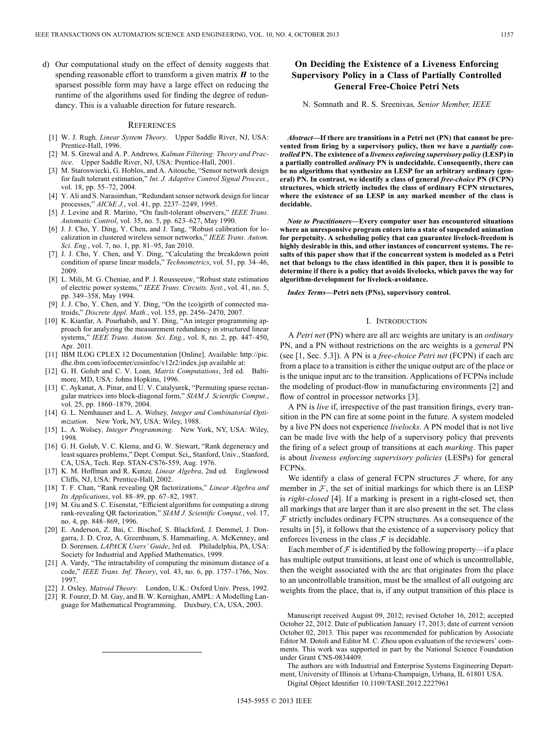d) Our computational study on the effect of density suggests that spending reasonable effort to transform a given matrix $\boldsymbol{H}$ to the sparsest possible form may have a large effect on reducing the runtime of the algorithms used for finding the degree of redundancy. This is a valuable direction for future research.

## References

[1] W. J. Rugh, *Linear System Theory*. Upper Saddle River, NJ, USA: Prentice-Hall, 1996.

[2] M. S. Grewal and A. P. Andrews, *Kalman Filtering: Theory and Practice*. Upper Saddle River, NJ, USA: Prentice-Hall, 2001.

[3] M. Staroswiecki, G. Hoblos, and A. Aitouche, "Sensor network design for fault tolerant estimation," *Int. J. Adaptive Control Signal Process.*, vol. 18, pp. 55–72, 2004.

[4] Y. Ali and S. Narasimhan, "Redundant sensor network design for linear processes," *AIChE J.*, vol. 41, pp. 2237–2249, 1995.

[5] J. Levine and R. Marino, "On fault-tolerant observers," *IEEE Trans. Automatic Control*, vol. 35, no. 5, pp. 623–627, May 1990.

[6] J. J. Cho, Y. Ding, Y. Chen, and J. Tang, "Robust calibration for localization in clustered wireless sensor networks," *IEEE Trans. Autom. Sci. Eng.*, vol. 7, no. 1, pp. 81–95, Jan 2010.

[7] J. J. Cho, Y. Chen, and Y. Ding, "Calculating the breakdown point condition of sparse linear models," *Technometrics*, vol. 51, pp. 34–46, 2009.

[8] L. Mili, M. G. Cheniae, and P. J. Rousseeuw, "Robust state estimation of electric power systems," *IEEE Trans. Circuits. Syst.*, vol. 41, no. 5, pp. 349–358, May 1994.

[9] J. J. Cho, Y. Chen, and Y. Ding, "On the (co)girth of connected matroids," *Discrete Appl. Math.*, vol. 155, pp. 2456–2470, 2007.

[10] K. Kianfar, A. Pourhabib, and Y. Ding, "An integer programming approach for analyzing the measurement redundancy in structured linear systems," *IEEE Trans. Autom. Sci. Eng.*, vol. 8, no. 2, pp. 447–450, Apr. 2011.

[11] IBM ILOG CPLEX 12 Documentation [Online]. Available: http://pic.dhe.ibm.com/infocenter/cosinfoc/v12r2/index.jsp available at:

[12] G. H. Golub and C. V. Loan, *Matrix Computations*, 3rd ed. Baltimore, MD, USA: Johns Hopkins, 1996.

[13] C. Aykanat, A. Pinar, and U. V. Catalyurek, "Permuting sparse rectangular matrices into block-diagonal form," *SIAM J. Scientific Comput.*, vol. 25, pp. 1860–1879, 2004.

[14] G. L. Nemhauser and L. A. Wolsey, *Integer and Combinatorial Optimization*. New York, NY, USA: Wiley, 1988.

[15] L. A. Wolsey, *Integer Programming*. New York, NY, USA: Wiley, 1998.

[16] G. H. Golub, V. C. Klema, and G. W. Stewart, "Rank degeneracy and least squares problems," Dept. Comput. Sci,, Stanford, Univ., Stanford, CA, USA, Tech. Rep. STAN-CS76-559, Aug. 1976.

[17] K. M. Hoffman and R. Kunze, *Linear Algebra*, 2nd ed. Englewood Cliffs, NJ, USA: Prentice-Hall, 2002.

[18] T. F. Chan, "Rank revealing QR factorizations," *Linear Algebra and Its Applications*, vol. 88–89, pp. 67–82, 1987.

[19] M. Gu and S. C. Eisenstat, "Efficient algorithms for computing a strong rank-revealing QR factorization," *SIAM J. Scientific Comput.*, vol. 17, no. 4, pp. 848–869, 1996.

[20] E. Anderson, Z. Bai, C. Bischof, S. Blackford, J. Demmel, J. Dongarra, J. D. Croz, A. Greenbaum, S. Hammarling, A. McKenney, and D. Sorensen, *LAPACK Users' Guide*, 3rd ed. Philadelphia, PA, USA: Society for Industrial and Applied Mathematics, 1999.

[21] A. Vardy, "The intractability of computing the minimum distance of a code," *IEEE Trans. Inf. Theory*, vol. 43, no. 6, pp. 1757–1766, Nov. 1997.

[22] J. Oxley, *Matroid Theory*. London, U.K.: Oxford Univ. Press, 1992.

[23] R. Fourer, D. M. Gay, and B. W. Kernighan, AMPL: A Modelling Language for Mathematical Programming. Duxbury, CA, USA, 2003.

# On Deciding the Existence of a Liveness Enforcing Supervisory Policy in a Class of Partially Controlled General Free-Choice Petri Nets

N. Somnath and R. S. Sreenivas, *Senior Member, IEEE*

***Abstract*—If there are transitions in a Petri net (PN) that cannot be prevented from firing by a supervisory policy, then we have a *partially controlled* PN. The existence of a *liveness enforcing supervisory policy* (LESP) in a partially controlled *ordinary* PN is undecidable. Consequently, there can be no algorithms that synthesize an LESP for an arbitrary ordinary (general) PN. In contrast, we identify a class of general *free-choice* PN (FCPN) structures, which strictly includes the class of ordinary FCPN structures, where the existence of an LESP in any marked member of the class is decidable.**

***Note to Practitioners*—Every computer user has encountered situations where an unresponsive program enters into a state of suspended animation for perpetuity. A scheduling policy that can guarantee livelock-freedom is highly desirable in this, and other instances of concurrent systems. The results of this paper show that if the concurrent system is modeled as a Petri net that belongs to the class identified in this paper, then it is possible to determine if there is a policy that avoids livelocks, which paves the way for algorithm-development for livelock-avoidance.**

***Index Terms*—Petri nets (PNs), supervisory control.**

## I. Introduction

A *Petri net* (PN) where are all arc weights are unitary is an *ordinary* PN, and a PN without restrictions on the arc weights is a *general* PN (see [1, Sec. 5.3]). A PN is a *free-choice Petri net* (FCPN) if each arc from a place to a transition is either the unique output arc of the place or is the unique input arc to the transition. Applications of FCPNs include the modeling of product-flow in manufacturing environments [2] and flow of control in processor networks [3].

A PN is *live* if, irrespective of the past transition firings, every transition in the PN can fire at some point in the future. A system modeled by a live PN does not experience *livelocks*. A PN model that is not live can be made live with the help of a supervisory policy that prevents the firing of a select group of transitions at each *marking*. This paper is about *liveness enforcing supervisory policies* (LESPs) for general FCPNs.

We identify a class of general FCPN structures $\mathcal{F}$ where, for any member in $\mathcal{F}$, the set of initial markings for which there is an LESP is *right-closed* [4]. If a marking is present in a right-closed set, then all markings that are larger than it are also present in the set. The class $\mathcal{F}$ strictly includes ordinary FCPN structures. As a consequence of the results in [5], it follows that the existence of a supervisory policy that enforces liveness in the class $\mathcal{F}$ is decidable.

Each member of $\mathcal{F}$ is identified by the following property—if a place has multiple output transitions, at least one of which is uncontrollable, then the weight associated with the arc that originates from the place to an uncontrollable transition, must be the smallest of all outgoing arc weights from the place, that is, if any output transition of this place is

Manuscript received August 09, 2012; revised October 16, 2012; accepted October 22, 2012. Date of publication January 17, 2013; date of current version October 02, 2013. This paper was recommended for publication by Associate Editor M. Dotoli and Editor M. C. Zhou upon evaluation of the reviewers' comments. This work was supported in part by the National Science Foundation under Grant CNS-0834409.

The authors are with Industrial and Enterprise Systems Engineering Department, University of Illinois at Urbana-Champaign, Urbana, IL 61801 USA.

Digital Object Identifier 10.1109/TASE.2012.2227961